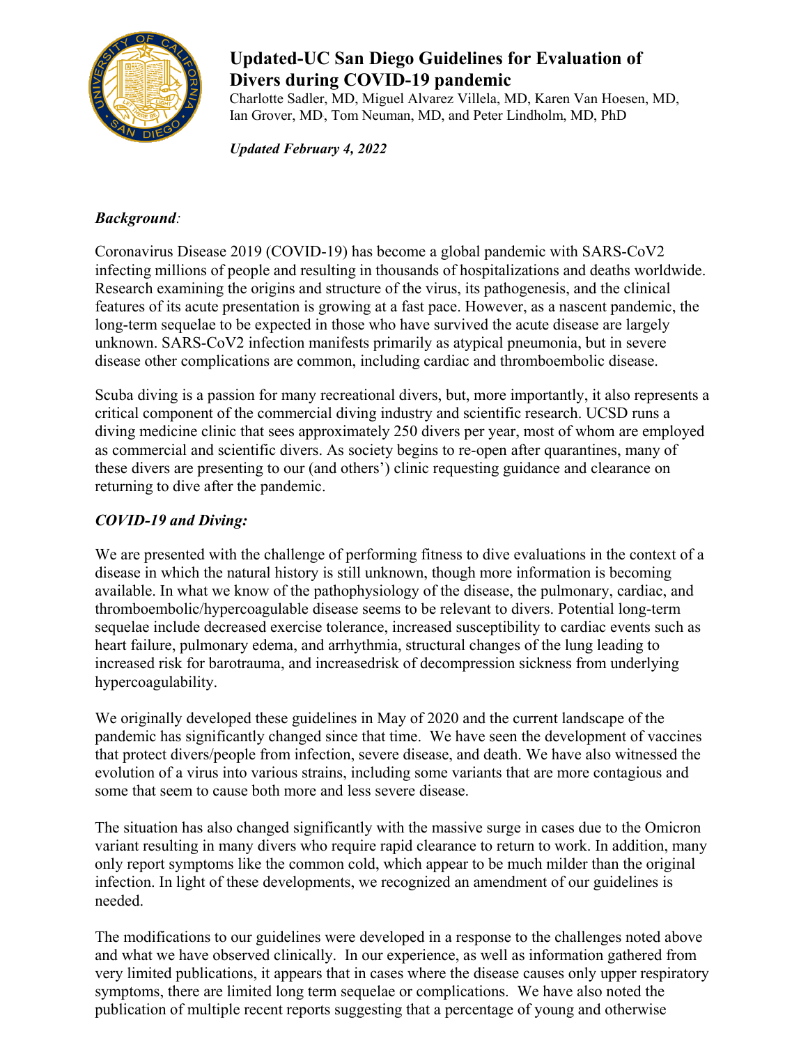# Updated-UC San Diego Guidelines for Evaluation of Divers during COVID-19 pandemic

Charlotte Sadler, MD, Miguel Alvarez Villela, MD, Karen Van Hoesen, MD, Ian Grover, MD, Tom Neuman, MD, and Peter Lindholm, MD, PhD

***Updated February 4, 2022***

## *Background*:

Coronavirus Disease 2019 (COVID-19) has become a global pandemic with SARS-CoV2 infecting millions of people and resulting in thousands of hospitalizations and deaths worldwide. Research examining the origins and structure of the virus, its pathogenesis, and the clinical features of its acute presentation is growing at a fast pace. However, as a nascent pandemic, the long-term sequelae to be expected in those who have survived the acute disease are largely unknown. SARS-CoV2 infection manifests primarily as atypical pneumonia, but in severe disease other complications are common, including cardiac and thromboembolic disease.

Scuba diving is a passion for many recreational divers, but, more importantly, it also represents a critical component of the commercial diving industry and scientific research. UCSD runs a diving medicine clinic that sees approximately 250 divers per year, most of whom are employed as commercial and scientific divers. As society begins to re-open after quarantines, many of these divers are presenting to our (and others') clinic requesting guidance and clearance on returning to dive after the pandemic.

## *COVID-19 and Diving:*

We are presented with the challenge of performing fitness to dive evaluations in the context of a disease in which the natural history is still unknown, though more information is becoming available. In what we know of the pathophysiology of the disease, the pulmonary, cardiac, and thromboembolic/hypercoagulable disease seems to be relevant to divers. Potential long-term sequelae include decreased exercise tolerance, increased susceptibility to cardiac events such as heart failure, pulmonary edema, and arrhythmia, structural changes of the lung leading to increased risk for barotrauma, and increasedrisk of decompression sickness from underlying hypercoagulability.

We originally developed these guidelines in May of 2020 and the current landscape of the pandemic has significantly changed since that time. We have seen the development of vaccines that protect divers/people from infection, severe disease, and death. We have also witnessed the evolution of a virus into various strains, including some variants that are more contagious and some that seem to cause both more and less severe disease.

The situation has also changed significantly with the massive surge in cases due to the Omicron variant resulting in many divers who require rapid clearance to return to work. In addition, many only report symptoms like the common cold, which appear to be much milder than the original infection. In light of these developments, we recognized an amendment of our guidelines is needed.

The modifications to our guidelines were developed in a response to the challenges noted above and what we have observed clinically. In our experience, as well as information gathered from very limited publications, it appears that in cases where the disease causes only upper respiratory symptoms, there are limited long term sequelae or complications. We have also noted the publication of multiple recent reports suggesting that a percentage of young and otherwise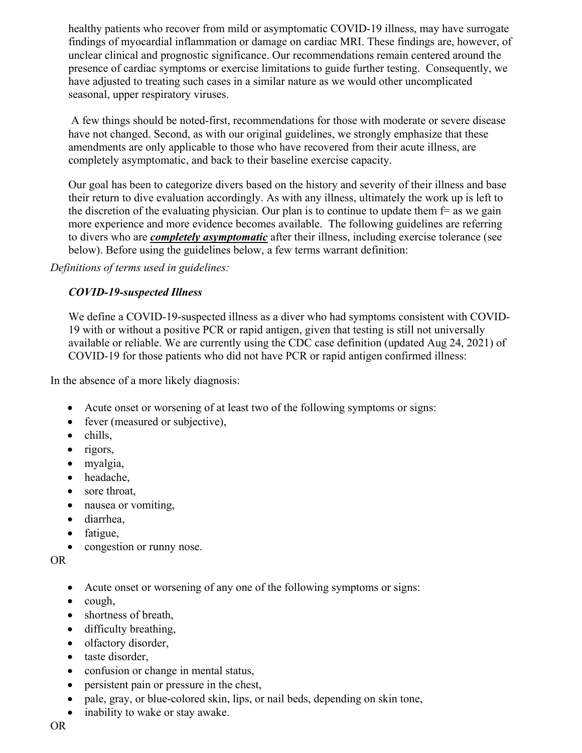healthy patients who recover from mild or asymptomatic COVID-19 illness, may have surrogate findings of myocardial inflammation or damage on cardiac MRI. These findings are, however, of unclear clinical and prognostic significance. Our recommendations remain centered around the presence of cardiac symptoms or exercise limitations to guide further testing. Consequently, we have adjusted to treating such cases in a similar nature as we would other uncomplicated seasonal, upper respiratory viruses.

A few things should be noted-first, recommendations for those with moderate or severe disease have not changed. Second, as with our original guidelines, we strongly emphasize that these amendments are only applicable to those who have recovered from their acute illness, are completely asymptomatic, and back to their baseline exercise capacity.

Our goal has been to categorize divers based on the history and severity of their illness and base their return to dive evaluation accordingly. As with any illness, ultimately the work up is left to the discretion of the evaluating physician. Our plan is to continue to update them f= as we gain more experience and more evidence becomes available. The following guidelines are referring to divers who are ***<u>completely asymptomatic</u>*** after their illness, including exercise tolerance (see below). Before using the guidelines below, a few terms warrant definition:

*Definitions of terms used in guidelines:*

***COVID-19-suspected Illness***

We define a COVID-19-suspected illness as a diver who had symptoms consistent with COVID-19 with or without a positive PCR or rapid antigen, given that testing is still not universally available or reliable. We are currently using the CDC case definition (updated Aug 24, 2021) of COVID-19 for those patients who did not have PCR or rapid antigen confirmed illness:

In the absence of a more likely diagnosis:

- Acute onset or worsening of at least two of the following symptoms or signs:
- fever (measured or subjective),
- chills,
- rigors,
- myalgia,
- headache,
- sore throat,
- nausea or vomiting,
- diarrhea,
- fatigue,
- congestion or runny nose.

OR

- Acute onset or worsening of any one of the following symptoms or signs:
- cough,
- shortness of breath,
- difficulty breathing,
- olfactory disorder,
- taste disorder,
- confusion or change in mental status,
- persistent pain or pressure in the chest,
- pale, gray, or blue-colored skin, lips, or nail beds, depending on skin tone,
- inability to wake or stay awake.

OR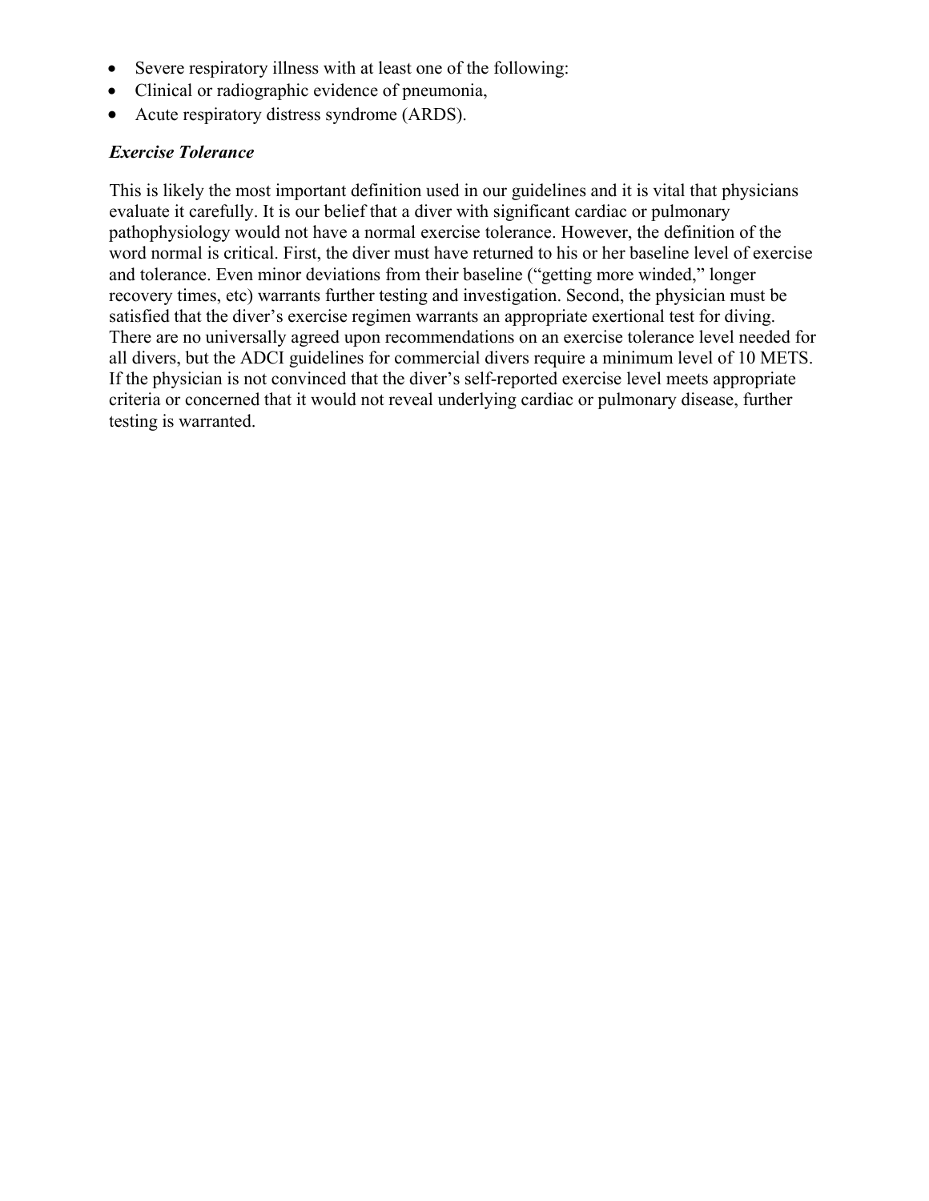- Severe respiratory illness with at least one of the following:
- Clinical or radiographic evidence of pneumonia,
- Acute respiratory distress syndrome (ARDS).

***Exercise Tolerance***

This is likely the most important definition used in our guidelines and it is vital that physicians evaluate it carefully. It is our belief that a diver with significant cardiac or pulmonary pathophysiology would not have a normal exercise tolerance. However, the definition of the word normal is critical. First, the diver must have returned to his or her baseline level of exercise and tolerance. Even minor deviations from their baseline ("getting more winded," longer recovery times, etc) warrants further testing and investigation. Second, the physician must be satisfied that the diver's exercise regimen warrants an appropriate exertional test for diving. There are no universally agreed upon recommendations on an exercise tolerance level needed for all divers, but the ADCI guidelines for commercial divers require a minimum level of 10 METS. If the physician is not convinced that the diver's self-reported exercise level meets appropriate criteria or concerned that it would not reveal underlying cardiac or pulmonary disease, further testing is warranted.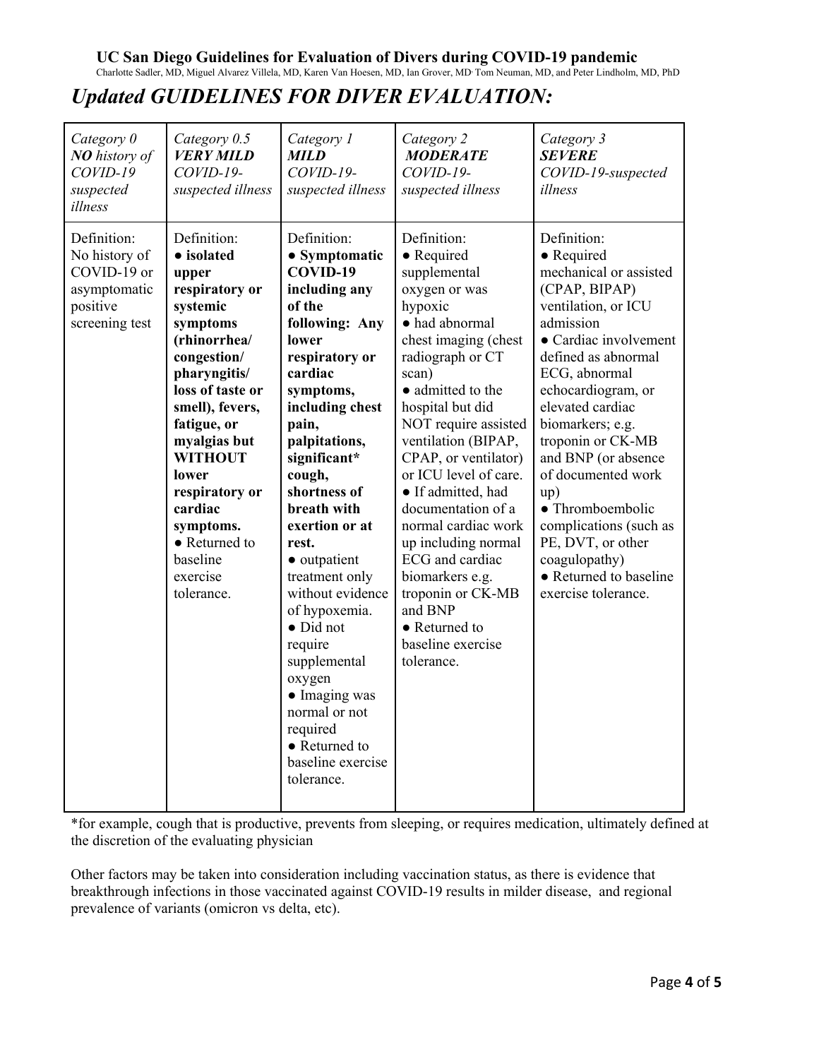**UC San Diego Guidelines for Evaluation of Divers during COVID-19 pandemic**

Charlotte Sadler, MD, Miguel Alvarez Villela, MD, Karen Van Hoesen, MD, Ian Grover, MD, Tom Neuman, MD, and Peter Lindholm, MD, PhD

# *Updated GUIDELINES FOR DIVER EVALUATION:*

| *Category 0* ***NO** history of COVID-19 suspected illness* | *Category 0.5* ***VERY MILD** COVID-19-suspected illness* | *Category 1* ***MILD** COVID-19-suspected illness* | *Category 2* ***MODERATE** COVID-19-suspected illness* | *Category 3* ***SEVERE** COVID-19-suspected illness* |
|---|---|---|---|---|
| Definition: No history of COVID-19 or asymptomatic positive screening test | Definition: ● **isolated upper respiratory or systemic symptoms (rhinorrhea/ congestion/ pharyngitis/ loss of taste or smell), fevers, fatigue, or myalgias but WITHOUT lower respiratory or cardiac symptoms.** ● Returned to baseline exercise tolerance. | Definition: ● **Symptomatic COVID-19 including any of the following: Any lower respiratory or cardiac symptoms, including chest pain, palpitations, significant\* cough, shortness of breath with exertion or at rest.** ● outpatient treatment only without evidence of hypoxemia. ● Did not require supplemental oxygen ● Imaging was normal or not required ● Returned to baseline exercise tolerance. | Definition: ● Required supplemental oxygen or was hypoxic ● had abnormal chest imaging (chest radiograph or CT scan) ● admitted to the hospital but did NOT require assisted ventilation (BIPAP, CPAP, or ventilator) or ICU level of care. ● If admitted, had documentation of a normal cardiac work up including normal ECG and cardiac biomarkers e.g. troponin or CK-MB and BNP ● Returned to baseline exercise tolerance. | Definition: ● Required mechanical or assisted (CPAP, BIPAP) ventilation, or ICU admission ● Cardiac involvement defined as abnormal ECG, abnormal echocardiogram, or elevated cardiac biomarkers; e.g. troponin or CK-MB and BNP (or absence of documented work up) ● Thromboembolic complications (such as PE, DVT, or other coagulopathy) ● Returned to baseline exercise tolerance. |

\*for example, cough that is productive, prevents from sleeping, or requires medication, ultimately defined at the discretion of the evaluating physician

Other factors may be taken into consideration including vaccination status, as there is evidence that breakthrough infections in those vaccinated against COVID-19 results in milder disease, and regional prevalence of variants (omicron vs delta, etc).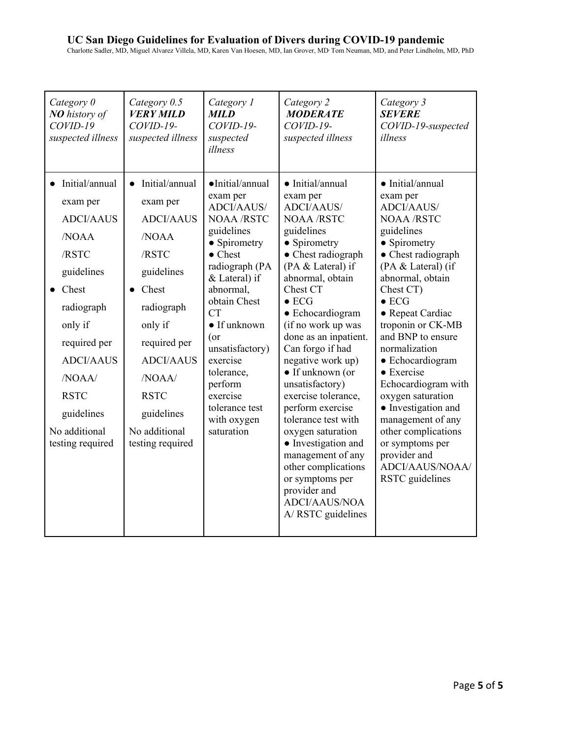**UC San Diego Guidelines for Evaluation of Divers during COVID-19 pandemic**

Charlotte Sadler, MD, Miguel Alvarez Villela, MD, Karen Van Hoesen, MD, Ian Grover, MD, Tom Neuman, MD, and Peter Lindholm, MD, PhD

| *Category 0* ***NO*** *history of COVID-19 suspected illness* | *Category 0.5* ***VERY MILD*** *COVID-19-suspected illness* | *Category 1* ***MILD*** *COVID-19-suspected illness* | *Category 2* ***MODERATE*** *COVID-19-suspected illness* | *Category 3* ***SEVERE*** *COVID-19-suspected illness* |
|---|---|---|---|---|
| ● Initial/annual exam per ADCI/AAUS /NOAA /RSTC guidelines<br>● Chest radiograph only if required per ADCI/AAUS /NOAA/ RSTC guidelines<br>No additional testing required | ● Initial/annual exam per ADCI/AAUS /NOAA /RSTC guidelines<br>● Chest radiograph only if required per ADCI/AAUS /NOAA/ RSTC guidelines<br>No additional testing required | ●Initial/annual exam per ADCI/AAUS/ NOAA /RSTC guidelines<br>● Spirometry<br>● Chest radiograph (PA & Lateral) if abnormal, obtain Chest CT<br>● If unknown (or unsatisfactory) exercise tolerance, perform exercise tolerance test with oxygen saturation | ● Initial/annual exam per ADCI/AAUS/ NOAA /RSTC guidelines<br>● Spirometry<br>● Chest radiograph (PA & Lateral) if abnormal, obtain Chest CT<br>● ECG<br>● Echocardiogram (if no work up was done as an inpatient. Can forgo if had negative work up)<br>● If unknown (or unsatisfactory) exercise tolerance, perform exercise tolerance test with oxygen saturation<br>● Investigation and management of any other complications or symptoms per provider and ADCI/AAUS/NOAA/ RSTC guidelines | ● Initial/annual exam per ADCI/AAUS/ NOAA /RSTC guidelines<br>● Spirometry<br>● Chest radiograph (PA & Lateral) (if abnormal, obtain Chest CT)<br>● ECG<br>● Repeat Cardiac troponin or CK-MB and BNP to ensure normalization<br>● Echocardiogram<br>● Exercise Echocardiogram with oxygen saturation<br>● Investigation and management of any other complications or symptoms per provider and ADCI/AAUS/NOAA/ RSTC guidelines |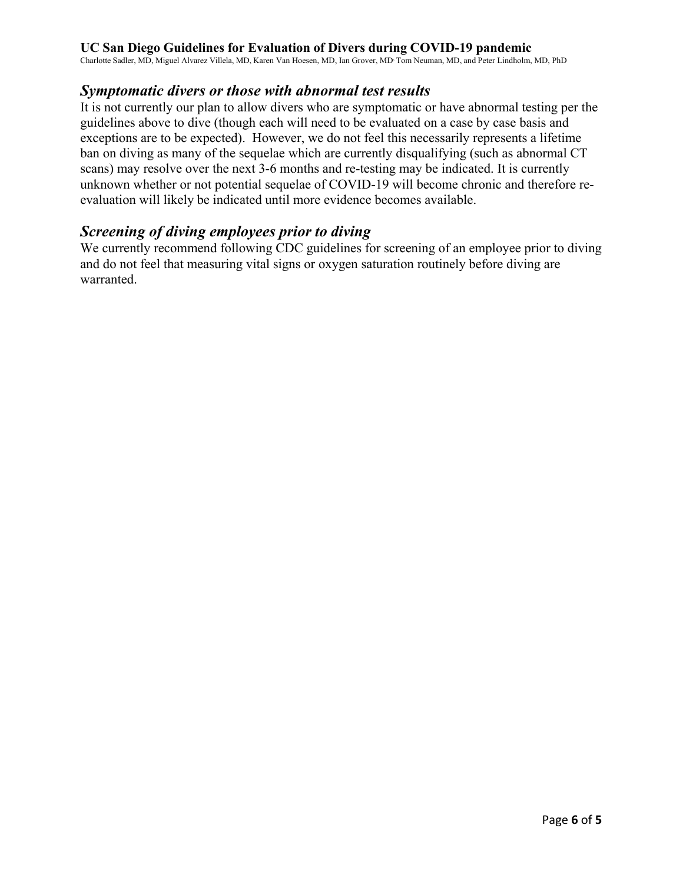## *Symptomatic divers or those with abnormal test results*

It is not currently our plan to allow divers who are symptomatic or have abnormal testing per the guidelines above to dive (though each will need to be evaluated on a case by case basis and exceptions are to be expected). However, we do not feel this necessarily represents a lifetime ban on diving as many of the sequelae which are currently disqualifying (such as abnormal CT scans) may resolve over the next 3-6 months and re-testing may be indicated. It is currently unknown whether or not potential sequelae of COVID-19 will become chronic and therefore re-evaluation will likely be indicated until more evidence becomes available.

## *Screening of diving employees prior to diving*

We currently recommend following CDC guidelines for screening of an employee prior to diving and do not feel that measuring vital signs or oxygen saturation routinely before diving are warranted.